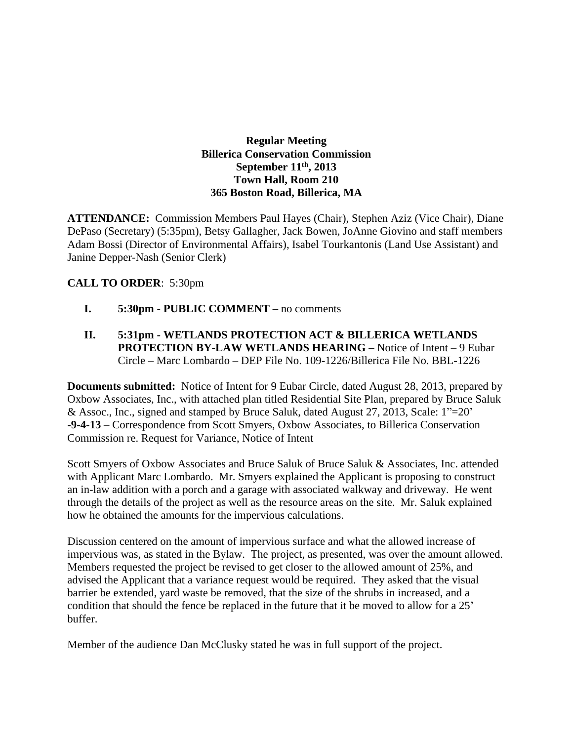**Regular Meeting**
**Billerica Conservation Commission**
**September 11th, 2013**
**Town Hall, Room 210**
**365 Boston Road, Billerica, MA**

**ATTENDANCE:** Commission Members Paul Hayes (Chair), Stephen Aziz (Vice Chair), Diane DePaso (Secretary) (5:35pm), Betsy Gallagher, Jack Bowen, JoAnne Giovino and staff members Adam Bossi (Director of Environmental Affairs), Isabel Tourkantonis (Land Use Assistant) and Janine Depper-Nash (Senior Clerk)

**CALL TO ORDER**: 5:30pm

I. **5:30pm - PUBLIC COMMENT –** no comments

II. **5:31pm - WETLANDS PROTECTION ACT & BILLERICA WETLANDS PROTECTION BY-LAW WETLANDS HEARING –** Notice of Intent – 9 Eubar Circle – Marc Lombardo – DEP File No. 109-1226/Billerica File No. BBL-1226

**Documents submitted:** Notice of Intent for 9 Eubar Circle, dated August 28, 2013, prepared by Oxbow Associates, Inc., with attached plan titled Residential Site Plan, prepared by Bruce Saluk & Assoc., Inc., signed and stamped by Bruce Saluk, dated August 27, 2013, Scale: 1"=20'
**-9-4-13** – Correspondence from Scott Smyers, Oxbow Associates, to Billerica Conservation Commission re. Request for Variance, Notice of Intent

Scott Smyers of Oxbow Associates and Bruce Saluk of Bruce Saluk & Associates, Inc. attended with Applicant Marc Lombardo. Mr. Smyers explained the Applicant is proposing to construct an in-law addition with a porch and a garage with associated walkway and driveway. He went through the details of the project as well as the resource areas on the site. Mr. Saluk explained how he obtained the amounts for the impervious calculations.

Discussion centered on the amount of impervious surface and what the allowed increase of impervious was, as stated in the Bylaw. The project, as presented, was over the amount allowed. Members requested the project be revised to get closer to the allowed amount of 25%, and advised the Applicant that a variance request would be required. They asked that the visual barrier be extended, yard waste be removed, that the size of the shrubs in increased, and a condition that should the fence be replaced in the future that it be moved to allow for a 25' buffer.

Member of the audience Dan McClusky stated he was in full support of the project.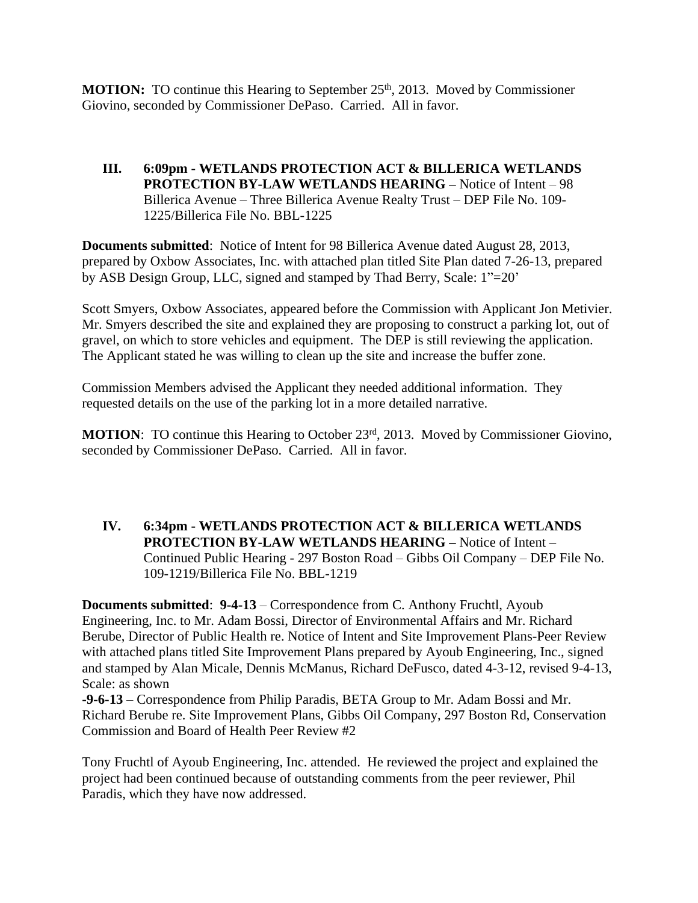**MOTION:** TO continue this Hearing to September 25th, 2013. Moved by Commissioner Giovino, seconded by Commissioner DePaso. Carried. All in favor.

### III. 6:09pm - WETLANDS PROTECTION ACT & BILLERICA WETLANDS PROTECTION BY-LAW WETLANDS HEARING – Notice of Intent – 98 Billerica Avenue – Three Billerica Avenue Realty Trust – DEP File No. 109-1225/Billerica File No. BBL-1225

**Documents submitted**: Notice of Intent for 98 Billerica Avenue dated August 28, 2013, prepared by Oxbow Associates, Inc. with attached plan titled Site Plan dated 7-26-13, prepared by ASB Design Group, LLC, signed and stamped by Thad Berry, Scale: 1"=20'

Scott Smyers, Oxbow Associates, appeared before the Commission with Applicant Jon Metivier. Mr. Smyers described the site and explained they are proposing to construct a parking lot, out of gravel, on which to store vehicles and equipment. The DEP is still reviewing the application. The Applicant stated he was willing to clean up the site and increase the buffer zone.

Commission Members advised the Applicant they needed additional information. They requested details on the use of the parking lot in a more detailed narrative.

**MOTION**: TO continue this Hearing to October 23rd, 2013. Moved by Commissioner Giovino, seconded by Commissioner DePaso. Carried. All in favor.

### IV. 6:34pm - WETLANDS PROTECTION ACT & BILLERICA WETLANDS PROTECTION BY-LAW WETLANDS HEARING – Notice of Intent – Continued Public Hearing - 297 Boston Road – Gibbs Oil Company – DEP File No. 109-1219/Billerica File No. BBL-1219

**Documents submitted**: **9-4-13** – Correspondence from C. Anthony Fruchtl, Ayoub Engineering, Inc. to Mr. Adam Bossi, Director of Environmental Affairs and Mr. Richard Berube, Director of Public Health re. Notice of Intent and Site Improvement Plans-Peer Review with attached plans titled Site Improvement Plans prepared by Ayoub Engineering, Inc., signed and stamped by Alan Micale, Dennis McManus, Richard DeFusco, dated 4-3-12, revised 9-4-13, Scale: as shown

**-9-6-13** – Correspondence from Philip Paradis, BETA Group to Mr. Adam Bossi and Mr. Richard Berube re. Site Improvement Plans, Gibbs Oil Company, 297 Boston Rd, Conservation Commission and Board of Health Peer Review #2

Tony Fruchtl of Ayoub Engineering, Inc. attended. He reviewed the project and explained the project had been continued because of outstanding comments from the peer reviewer, Phil Paradis, which they have now addressed.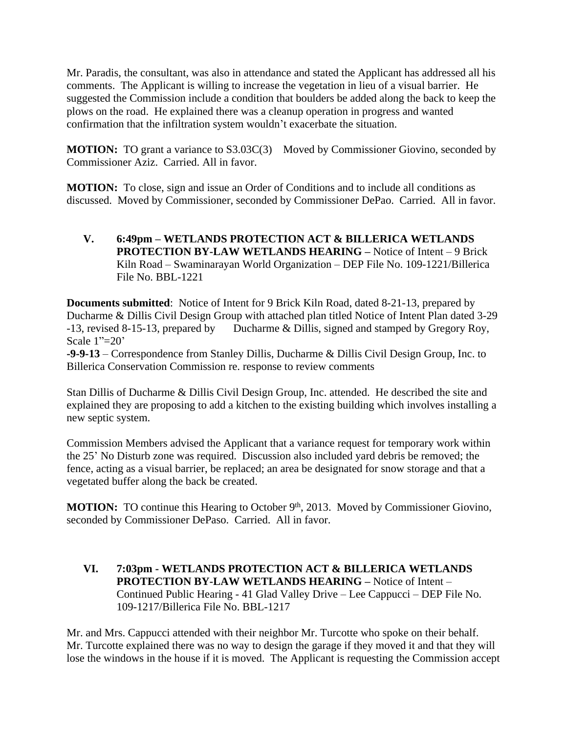Mr. Paradis, the consultant, was also in attendance and stated the Applicant has addressed all his comments. The Applicant is willing to increase the vegetation in lieu of a visual barrier. He suggested the Commission include a condition that boulders be added along the back to keep the plows on the road. He explained there was a cleanup operation in progress and wanted confirmation that the infiltration system wouldn't exacerbate the situation.

**MOTION:** TO grant a variance to S3.03C(3) Moved by Commissioner Giovino, seconded by Commissioner Aziz. Carried. All in favor.

**MOTION:** To close, sign and issue an Order of Conditions and to include all conditions as discussed. Moved by Commissioner, seconded by Commissioner DePao. Carried. All in favor.

**V. 6:49pm – WETLANDS PROTECTION ACT & BILLERICA WETLANDS PROTECTION BY-LAW WETLANDS HEARING –** Notice of Intent – 9 Brick Kiln Road – Swaminarayan World Organization – DEP File No. 109-1221/Billerica File No. BBL-1221

**Documents submitted**: Notice of Intent for 9 Brick Kiln Road, dated 8-21-13, prepared by Ducharme & Dillis Civil Design Group with attached plan titled Notice of Intent Plan dated 3-29 -13, revised 8-15-13, prepared by Ducharme & Dillis, signed and stamped by Gregory Roy, Scale 1"=20'

**-9-9-13** – Correspondence from Stanley Dillis, Ducharme & Dillis Civil Design Group, Inc. to Billerica Conservation Commission re. response to review comments

Stan Dillis of Ducharme & Dillis Civil Design Group, Inc. attended. He described the site and explained they are proposing to add a kitchen to the existing building which involves installing a new septic system.

Commission Members advised the Applicant that a variance request for temporary work within the 25' No Disturb zone was required. Discussion also included yard debris be removed; the fence, acting as a visual barrier, be replaced; an area be designated for snow storage and that a vegetated buffer along the back be created.

**MOTION:** TO continue this Hearing to October 9th, 2013. Moved by Commissioner Giovino, seconded by Commissioner DePaso. Carried. All in favor.

**VI. 7:03pm - WETLANDS PROTECTION ACT & BILLERICA WETLANDS PROTECTION BY-LAW WETLANDS HEARING –** Notice of Intent – Continued Public Hearing - 41 Glad Valley Drive – Lee Cappucci – DEP File No. 109-1217/Billerica File No. BBL-1217

Mr. and Mrs. Cappucci attended with their neighbor Mr. Turcotte who spoke on their behalf. Mr. Turcotte explained there was no way to design the garage if they moved it and that they will lose the windows in the house if it is moved. The Applicant is requesting the Commission accept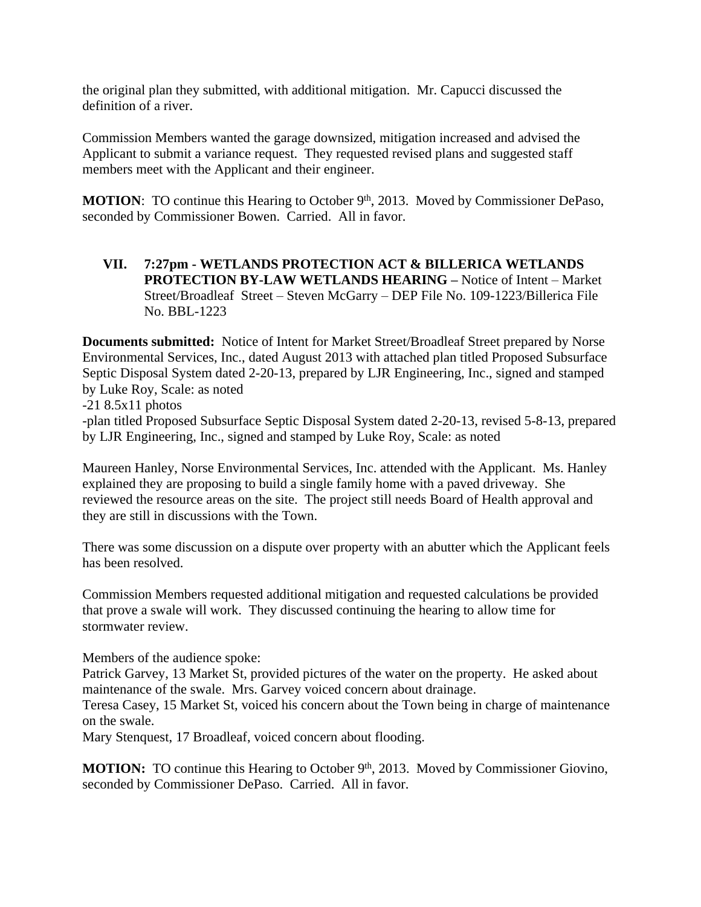the original plan they submitted, with additional mitigation.  Mr. Capucci discussed the definition of a river.

Commission Members wanted the garage downsized, mitigation increased and advised the Applicant to submit a variance request.  They requested revised plans and suggested staff members meet with the Applicant and their engineer.

**MOTION**:  TO continue this Hearing to October 9th, 2013.  Moved by Commissioner DePaso, seconded by Commissioner Bowen.  Carried.  All in favor.

### VII. 7:27pm - WETLANDS PROTECTION ACT & BILLERICA WETLANDS PROTECTION BY-LAW WETLANDS HEARING – Notice of Intent – Market Street/Broadleaf Street – Steven McGarry – DEP File No. 109-1223/Billerica File No. BBL-1223

**Documents submitted:**  Notice of Intent for Market Street/Broadleaf Street prepared by Norse Environmental Services, Inc., dated August 2013 with attached plan titled Proposed Subsurface Septic Disposal System dated 2-20-13, prepared by LJR Engineering, Inc., signed and stamped by Luke Roy, Scale: as noted

-21 8.5x11 photos

-plan titled Proposed Subsurface Septic Disposal System dated 2-20-13, revised 5-8-13, prepared by LJR Engineering, Inc., signed and stamped by Luke Roy, Scale: as noted

Maureen Hanley, Norse Environmental Services, Inc. attended with the Applicant.  Ms. Hanley explained they are proposing to build a single family home with a paved driveway.  She reviewed the resource areas on the site.  The project still needs Board of Health approval and they are still in discussions with the Town.

There was some discussion on a dispute over property with an abutter which the Applicant feels has been resolved.

Commission Members requested additional mitigation and requested calculations be provided that prove a swale will work.  They discussed continuing the hearing to allow time for stormwater review.

Members of the audience spoke:

Patrick Garvey, 13 Market St, provided pictures of the water on the property.  He asked about maintenance of the swale.  Mrs. Garvey voiced concern about drainage.

Teresa Casey, 15 Market St, voiced his concern about the Town being in charge of maintenance on the swale.

Mary Stenquest, 17 Broadleaf, voiced concern about flooding.

**MOTION:**  TO continue this Hearing to October 9th, 2013.  Moved by Commissioner Giovino, seconded by Commissioner DePaso.  Carried.  All in favor.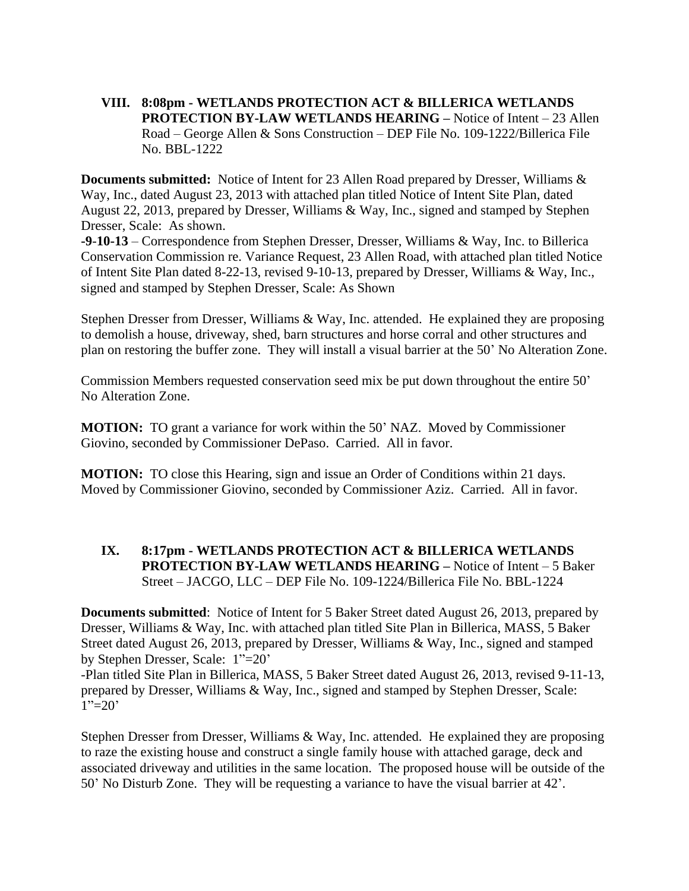VIII. **8:08pm - WETLANDS PROTECTION ACT & BILLERICA WETLANDS PROTECTION BY-LAW WETLANDS HEARING –** Notice of Intent – 23 Allen Road – George Allen & Sons Construction – DEP File No. 109-1222/Billerica File No. BBL-1222

**Documents submitted:** Notice of Intent for 23 Allen Road prepared by Dresser, Williams & Way, Inc., dated August 23, 2013 with attached plan titled Notice of Intent Site Plan, dated August 22, 2013, prepared by Dresser, Williams & Way, Inc., signed and stamped by Stephen Dresser, Scale: As shown.
**-9-10-13** – Correspondence from Stephen Dresser, Dresser, Williams & Way, Inc. to Billerica Conservation Commission re. Variance Request, 23 Allen Road, with attached plan titled Notice of Intent Site Plan dated 8-22-13, revised 9-10-13, prepared by Dresser, Williams & Way, Inc., signed and stamped by Stephen Dresser, Scale: As Shown

Stephen Dresser from Dresser, Williams & Way, Inc. attended. He explained they are proposing to demolish a house, driveway, shed, barn structures and horse corral and other structures and plan on restoring the buffer zone. They will install a visual barrier at the 50' No Alteration Zone.

Commission Members requested conservation seed mix be put down throughout the entire 50' No Alteration Zone.

**MOTION:** TO grant a variance for work within the 50' NAZ. Moved by Commissioner Giovino, seconded by Commissioner DePaso. Carried. All in favor.

**MOTION:** TO close this Hearing, sign and issue an Order of Conditions within 21 days. Moved by Commissioner Giovino, seconded by Commissioner Aziz. Carried. All in favor.

IX. **8:17pm - WETLANDS PROTECTION ACT & BILLERICA WETLANDS PROTECTION BY-LAW WETLANDS HEARING –** Notice of Intent – 5 Baker Street – JACGO, LLC – DEP File No. 109-1224/Billerica File No. BBL-1224

**Documents submitted**: Notice of Intent for 5 Baker Street dated August 26, 2013, prepared by Dresser, Williams & Way, Inc. with attached plan titled Site Plan in Billerica, MASS, 5 Baker Street dated August 26, 2013, prepared by Dresser, Williams & Way, Inc., signed and stamped by Stephen Dresser, Scale: 1"=20'
-Plan titled Site Plan in Billerica, MASS, 5 Baker Street dated August 26, 2013, revised 9-11-13, prepared by Dresser, Williams & Way, Inc., signed and stamped by Stephen Dresser, Scale: 1"=20'

Stephen Dresser from Dresser, Williams & Way, Inc. attended. He explained they are proposing to raze the existing house and construct a single family house with attached garage, deck and associated driveway and utilities in the same location. The proposed house will be outside of the 50' No Disturb Zone. They will be requesting a variance to have the visual barrier at 42'.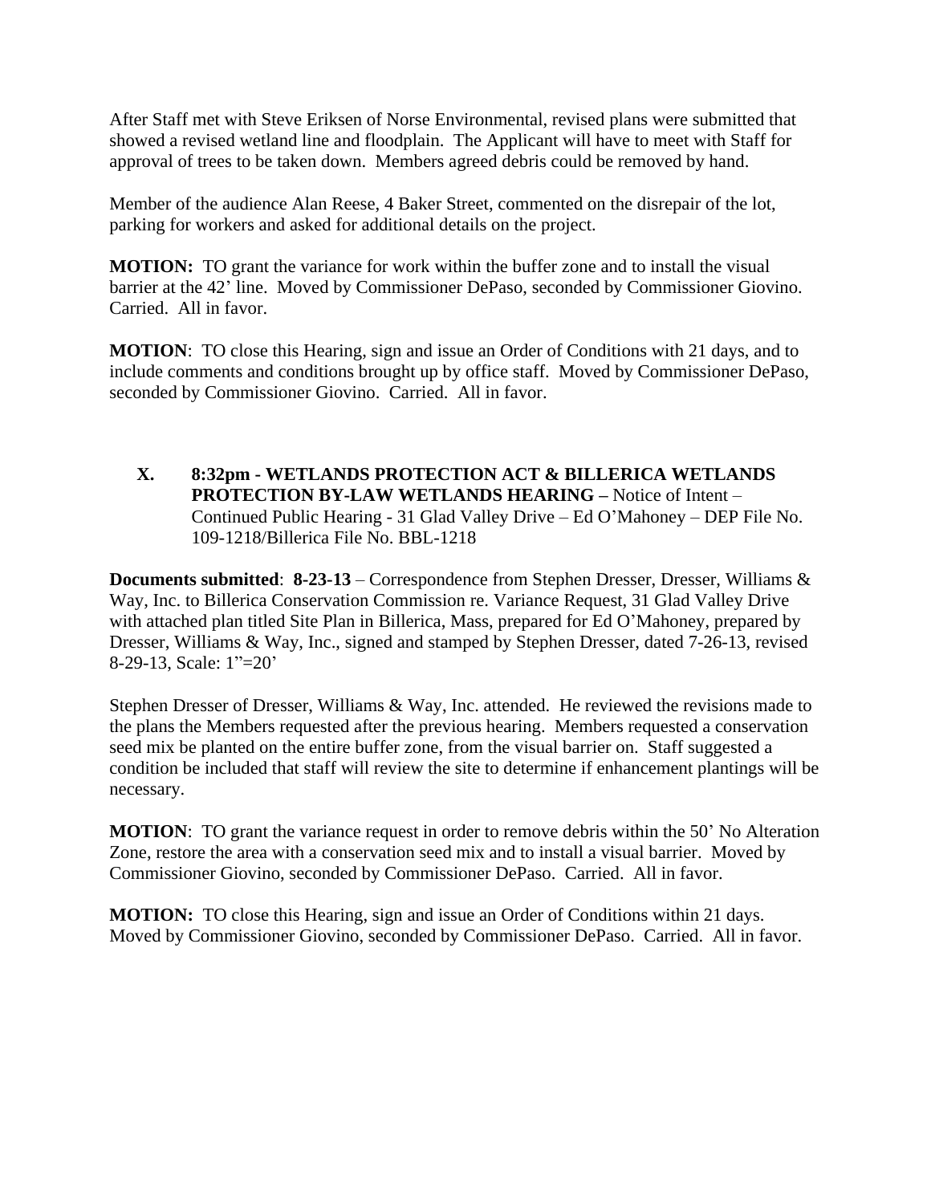After Staff met with Steve Eriksen of Norse Environmental, revised plans were submitted that showed a revised wetland line and floodplain. The Applicant will have to meet with Staff for approval of trees to be taken down. Members agreed debris could be removed by hand.

Member of the audience Alan Reese, 4 Baker Street, commented on the disrepair of the lot, parking for workers and asked for additional details on the project.

**MOTION:** TO grant the variance for work within the buffer zone and to install the visual barrier at the 42' line. Moved by Commissioner DePaso, seconded by Commissioner Giovino. Carried. All in favor.

**MOTION**: TO close this Hearing, sign and issue an Order of Conditions with 21 days, and to include comments and conditions brought up by office staff. Moved by Commissioner DePaso, seconded by Commissioner Giovino. Carried. All in favor.

**X. 8:32pm - WETLANDS PROTECTION ACT & BILLERICA WETLANDS PROTECTION BY-LAW WETLANDS HEARING –** Notice of Intent – Continued Public Hearing - 31 Glad Valley Drive – Ed O'Mahoney – DEP File No. 109-1218/Billerica File No. BBL-1218

**Documents submitted**: **8-23-13** – Correspondence from Stephen Dresser, Dresser, Williams & Way, Inc. to Billerica Conservation Commission re. Variance Request, 31 Glad Valley Drive with attached plan titled Site Plan in Billerica, Mass, prepared for Ed O'Mahoney, prepared by Dresser, Williams & Way, Inc., signed and stamped by Stephen Dresser, dated 7-26-13, revised 8-29-13, Scale: 1"=20'

Stephen Dresser of Dresser, Williams & Way, Inc. attended. He reviewed the revisions made to the plans the Members requested after the previous hearing. Members requested a conservation seed mix be planted on the entire buffer zone, from the visual barrier on. Staff suggested a condition be included that staff will review the site to determine if enhancement plantings will be necessary.

**MOTION**: TO grant the variance request in order to remove debris within the 50' No Alteration Zone, restore the area with a conservation seed mix and to install a visual barrier. Moved by Commissioner Giovino, seconded by Commissioner DePaso. Carried. All in favor.

**MOTION:** TO close this Hearing, sign and issue an Order of Conditions within 21 days. Moved by Commissioner Giovino, seconded by Commissioner DePaso. Carried. All in favor.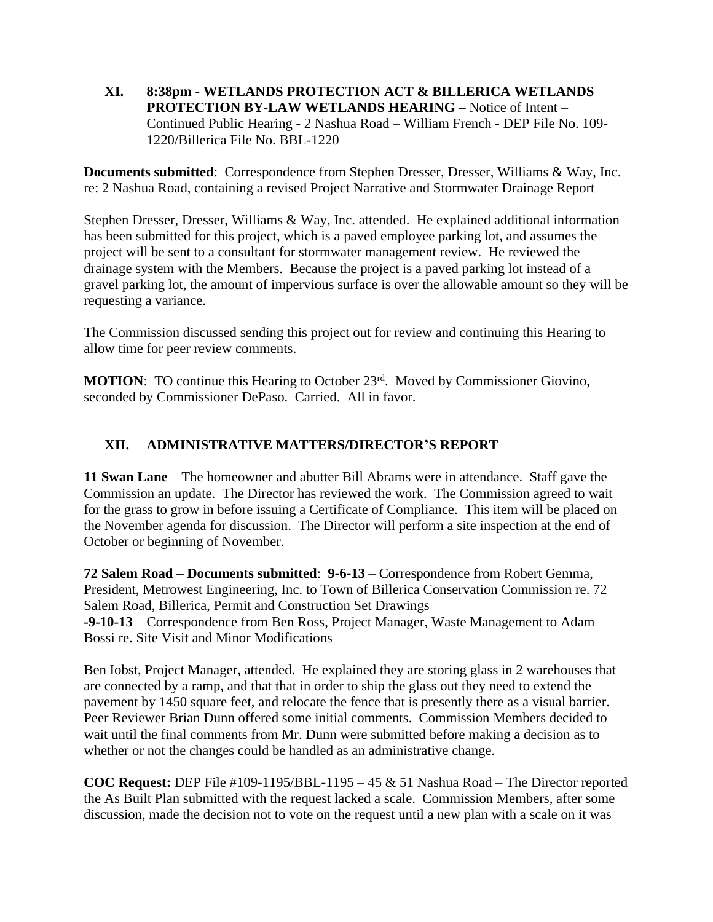**XI. 8:38pm - WETLANDS PROTECTION ACT & BILLERICA WETLANDS PROTECTION BY-LAW WETLANDS HEARING –** Notice of Intent – Continued Public Hearing - 2 Nashua Road – William French - DEP File No. 109-1220/Billerica File No. BBL-1220

**Documents submitted**: Correspondence from Stephen Dresser, Dresser, Williams & Way, Inc. re: 2 Nashua Road, containing a revised Project Narrative and Stormwater Drainage Report

Stephen Dresser, Dresser, Williams & Way, Inc. attended. He explained additional information has been submitted for this project, which is a paved employee parking lot, and assumes the project will be sent to a consultant for stormwater management review. He reviewed the drainage system with the Members. Because the project is a paved parking lot instead of a gravel parking lot, the amount of impervious surface is over the allowable amount so they will be requesting a variance.

The Commission discussed sending this project out for review and continuing this Hearing to allow time for peer review comments.

**MOTION**: TO continue this Hearing to October 23rd. Moved by Commissioner Giovino, seconded by Commissioner DePaso. Carried. All in favor.

**XII. ADMINISTRATIVE MATTERS/DIRECTOR'S REPORT**

**11 Swan Lane** – The homeowner and abutter Bill Abrams were in attendance. Staff gave the Commission an update. The Director has reviewed the work. The Commission agreed to wait for the grass to grow in before issuing a Certificate of Compliance. This item will be placed on the November agenda for discussion. The Director will perform a site inspection at the end of October or beginning of November.

**72 Salem Road – Documents submitted**: **9-6-13** – Correspondence from Robert Gemma, President, Metrowest Engineering, Inc. to Town of Billerica Conservation Commission re. 72 Salem Road, Billerica, Permit and Construction Set Drawings
**-9-10-13** – Correspondence from Ben Ross, Project Manager, Waste Management to Adam Bossi re. Site Visit and Minor Modifications

Ben Iobst, Project Manager, attended. He explained they are storing glass in 2 warehouses that are connected by a ramp, and that that in order to ship the glass out they need to extend the pavement by 1450 square feet, and relocate the fence that is presently there as a visual barrier. Peer Reviewer Brian Dunn offered some initial comments. Commission Members decided to wait until the final comments from Mr. Dunn were submitted before making a decision as to whether or not the changes could be handled as an administrative change.

**COC Request:** DEP File #109-1195/BBL-1195 – 45 & 51 Nashua Road – The Director reported the As Built Plan submitted with the request lacked a scale. Commission Members, after some discussion, made the decision not to vote on the request until a new plan with a scale on it was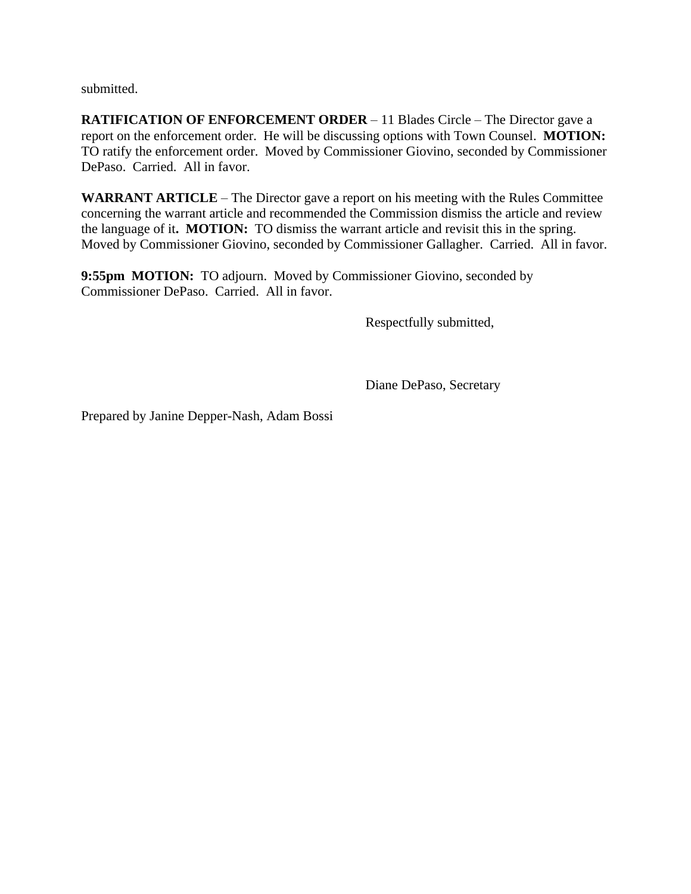submitted.

**RATIFICATION OF ENFORCEMENT ORDER** – 11 Blades Circle – The Director gave a report on the enforcement order. He will be discussing options with Town Counsel. **MOTION:** TO ratify the enforcement order. Moved by Commissioner Giovino, seconded by Commissioner DePaso. Carried. All in favor.

**WARRANT ARTICLE** – The Director gave a report on his meeting with the Rules Committee concerning the warrant article and recommended the Commission dismiss the article and review the language of it**. MOTION:** TO dismiss the warrant article and revisit this in the spring. Moved by Commissioner Giovino, seconded by Commissioner Gallagher. Carried. All in favor.

**9:55pm MOTION:** TO adjourn. Moved by Commissioner Giovino, seconded by Commissioner DePaso. Carried. All in favor.

Respectfully submitted,

Diane DePaso, Secretary

Prepared by Janine Depper-Nash, Adam Bossi